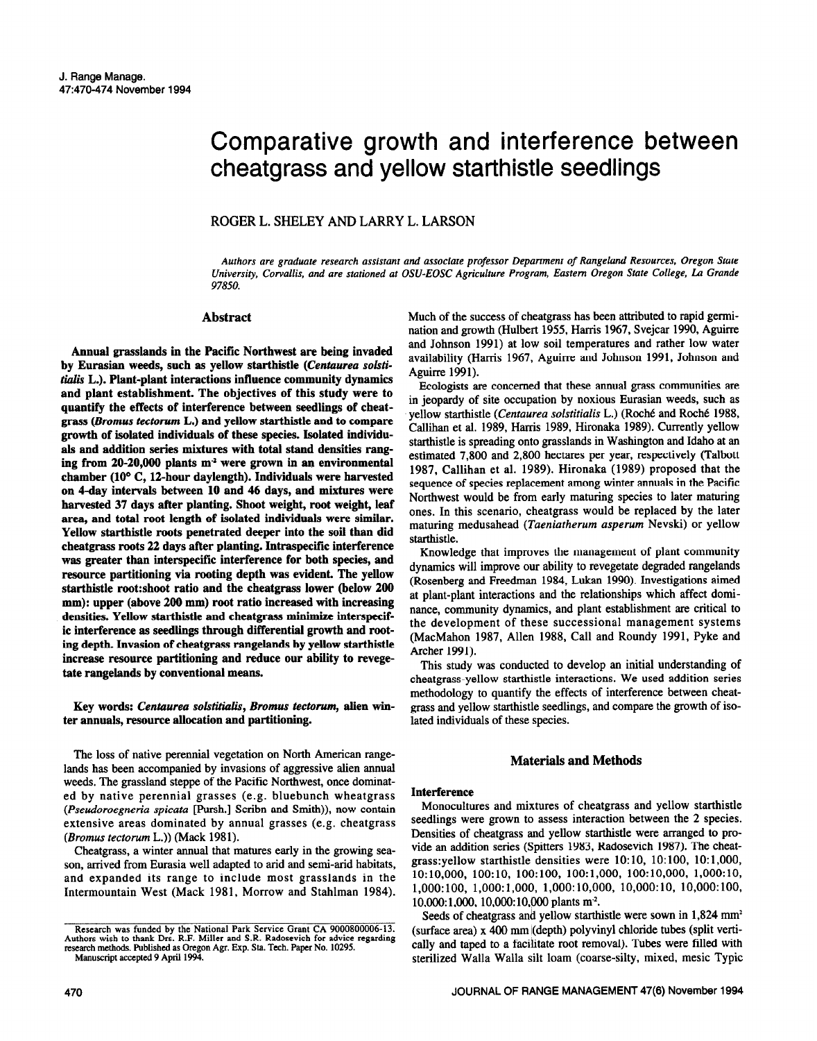# Comparative growth and interference between cheatgrass and yellow starthistle seedlings

ROGER L. SHELEY AND LARRY L. LARSON

*Authors are graduate research assistant and associate professor Department of Rangeland Resources, Oregon State University, Corvallis, and are stationed at OSU-EOSC Agriculture Program, Eastern Oregon State College, La Grande 97850.*

## Abstract

**Annual grasslands in the Pacific Northwest are being invaded by Eurasian weeds, such as yellow starthistle (*Centaurea solstitialis* L.). Plant-plant interactions influence community dynamics and plant establishment. The objectives of this study were to quantify the effects of interference between seedlings of cheatgrass (*Bromus tectorum* L.) and yellow starthistle and to compare growth of isolated individuals of these species. Isolated individuals and addition series mixtures with total stand densities ranging from 20-20,000 plants m$^{-2}$ were grown in an environmental chamber (10° C, 12-hour daylength). Individuals were harvested on 4-day intervals between 10 and 46 days, and mixtures were harvested 37 days after planting. Shoot weight, root weight, leaf area, and total root length of isolated individuals were similar. Yellow starthistle roots penetrated deeper into the soil than did cheatgrass roots 22 days after planting. Intraspecific interference was greater than interspecific interference for both species, and resource partitioning via rooting depth was evident. The yellow starthistle root:shoot ratio and the cheatgrass lower (below 200 mm): upper (above 200 mm) root ratio increased with increasing densities. Yellow starthistle and cheatgrass minimize interspecific interference as seedlings through differential growth and rooting depth. Invasion of cheatgrass rangelands by yellow starthistle increase resource partitioning and reduce our ability to revegetate rangelands by conventional means.**

**Key words: *Centaurea solstitialis*, *Bromus tectorum*, alien winter annuals, resource allocation and partitioning.**

The loss of native perennial vegetation on North American rangelands has been accompanied by invasions of aggressive alien annual weeds. The grassland steppe of the Pacific Northwest, once dominated by native perennial grasses (e.g. bluebunch wheatgrass (*Pseudoroegneria spicata* [Pursh.] Scribn and Smith)), now contain extensive areas dominated by annual grasses (e.g. cheatgrass (*Bromus tectorum* L.)) (Mack 1981).

Cheatgrass, a winter annual that matures early in the growing season, arrived from Eurasia well adapted to arid and semi-arid habitats, and expanded its range to include most grasslands in the Intermountain West (Mack 1981, Morrow and Stahlman 1984). Much of the success of cheatgrass has been attributed to rapid germination and growth (Hulbert 1955, Harris 1967, Svejcar 1990, Aguirre and Johnson 1991) at low soil temperatures and rather low water availability (Harris 1967, Aguirre and Johnson 1991, Johnson and Aguirre 1991).

Ecologists are concerned that these annual grass communities are in jeopardy of site occupation by noxious Eurasian weeds, such as yellow starthistle (*Centaurea solstitialis* L.) (Roché and Roché 1988, Callihan et al. 1989, Harris 1989, Hironaka 1989). Currently yellow starthistle is spreading onto grasslands in Washington and Idaho at an estimated 7,800 and 2,800 hectares per year, respectively (Talbott 1987, Callihan et al. 1989). Hironaka (1989) proposed that the sequence of species replacement among winter annuals in the Pacific Northwest would be from early maturing species to later maturing ones. In this scenario, cheatgrass would be replaced by the later maturing medusahead (*Taeniatherum asperum* Nevski) or yellow starthistle.

Knowledge that improves the management of plant community dynamics will improve our ability to revegetate degraded rangelands (Rosenberg and Freedman 1984, Lukan 1990). Investigations aimed at plant-plant interactions and the relationships which affect dominance, community dynamics, and plant establishment are critical to the development of these successional management systems (MacMahon 1987, Allen 1988, Call and Roundy 1991, Pyke and Archer 1991).

This study was conducted to develop an initial understanding of cheatgrass-yellow starthistle interactions. We used addition series methodology to quantify the effects of interference between cheatgrass and yellow starthistle seedlings, and compare the growth of isolated individuals of these species.

## Materials and Methods

### Interference

Monocultures and mixtures of cheatgrass and yellow starthistle seedlings were grown to assess interaction between the 2 species. Densities of cheatgrass and yellow starthistle were arranged to provide an addition series (Spitters 1983, Radosevich 1987). The cheatgrass:yellow starthistle densities were 10:10, 10:100, 10:1,000, 10:10,000, 100:10, 100:100, 100:1,000, 100:10,000, 1,000:10, 1,000:100, 1,000:1,000, 1,000:10,000, 10,000:10, 10,000:100, 10,000:1,000, 10,000:10,000 plants m$^{-2}$.

Seeds of cheatgrass and yellow starthistle were sown in 1,824 mm$^2$ (surface area) x 400 mm (depth) polyvinyl chloride tubes (split vertically and taped to a facilitate root removal). Tubes were filled with sterilized Walla Walla silt loam (coarse-silty, mixed, mesic Typic

Research was funded by the National Park Service Grant CA 9000800006-13. Authors wish to thank Drs. R.F. Miller and S.R. Radosevich for advice regarding research methods. Published as Oregon Agr. Exp. Sta. Tech. Paper No. 10295.

Manuscript accepted 9 April 1994.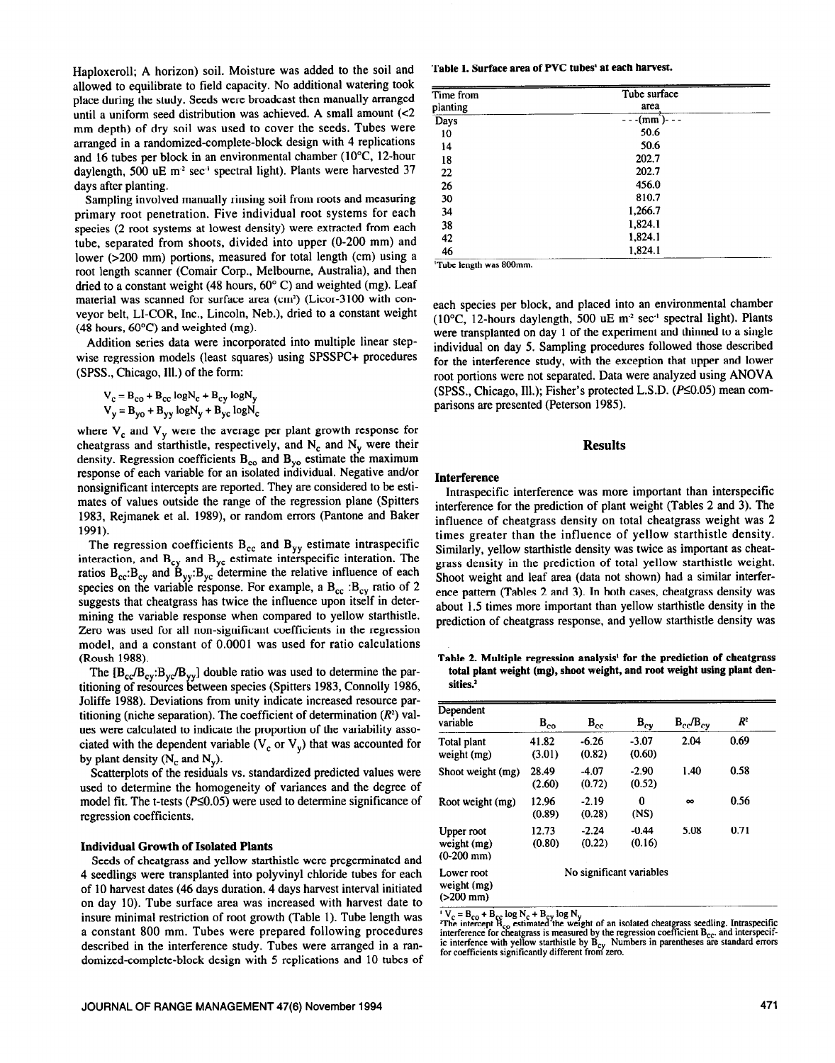Haploxeroll; A horizon) soil. Moisture was added to the soil and allowed to equilibrate to field capacity. No additional watering took place during the study. Seeds were broadcast then manually arranged until a uniform seed distribution was achieved. A small amount (<2 mm depth) of dry soil was used to cover the seeds. Tubes were arranged in a randomized-complete-block design with 4 replications and 16 tubes per block in an environmental chamber (10°C, 12-hour daylength, 500 uE m$^{-2}$ sec$^{-1}$ spectral light). Plants were harvested 37 days after planting.

Sampling involved manually rinsing soil from roots and measuring primary root penetration. Five individual root systems for each species (2 root systems at lowest density) were extracted from each tube, separated from shoots, divided into upper (0-200 mm) and lower (>200 mm) portions, measured for total length (cm) using a root length scanner (Comair Corp., Melbourne, Australia), and then dried to a constant weight (48 hours, 60° C) and weighted (mg). Leaf material was scanned for surface area (cm$^2$) (Licor-3100 with conveyor belt, LI-COR, Inc., Lincoln, Neb.), dried to a constant weight (48 hours, 60°C) and weighted (mg).

Addition series data were incorporated into multiple linear stepwise regression models (least squares) using SPSSPC+ procedures (SPSS., Chicago, Ill.) of the form:

$$V_c = B_{co} + B_{cc} \log N_c + B_{cy} \log N_y$$
$$V_y = B_{yo} + B_{yy} \log N_y + B_{yc} \log N_c$$

where $V_c$ and $V_y$ were the average per plant growth response for cheatgrass and starthistle, respectively, and $N_c$ and $N_y$ were their density. Regression coefficients $B_{co}$ and $B_{yo}$ estimate the maximum response of each variable for an isolated individual. Negative and/or nonsignificant intercepts are reported. They are considered to be estimates of values outside the range of the regression plane (Spitters 1983, Rejmanek et al. 1989), or random errors (Pantone and Baker 1991).

The regression coefficients $B_{cc}$ and $B_{yy}$ estimate intraspecific interaction, and $B_{cy}$ and $B_{yc}$ estimate interspecific interation. The ratios $B_{cc}$:$B_{cy}$ and $B_{yy}$:$B_{yc}$ determine the relative influence of each species on the variable response. For example, a $B_{cc}$ :$B_{cy}$ ratio of 2 suggests that cheatgrass has twice the influence upon itself in determining the variable response when compared to yellow starthistle. Zero was used for all non-significant coefficients in the regression model, and a constant of 0.0001 was used for ratio calculations (Roush 1988).

The [$B_{cc}/B_{cy}$:$B_{yc}/B_{yy}$] double ratio was used to determine the partitioning of resources between species (Spitters 1983, Connolly 1986, Joliffe 1988). Deviations from unity indicate increased resource partitioning (niche separation). The coefficient of determination ($R^2$) values were calculated to indicate the proportion of the variability associated with the dependent variable ($V_c$ or $V_y$) that was accounted for by plant density ($N_c$ and $N_y$).

Scatterplots of the residuals vs. standardized predicted values were used to determine the homogeneity of variances and the degree of model fit. The t-tests ($P \leq 0.05$) were used to determine significance of regression coefficients.

### Individual Growth of Isolated Plants

Seeds of cheatgrass and yellow starthistle were pregerminated and 4 seedlings were transplanted into polyvinyl chloride tubes for each of 10 harvest dates (46 days duration. 4 days harvest interval initiated on day 10). Tube surface area was increased with harvest date to insure minimal restriction of root growth (Table 1). Tube length was a constant 800 mm. Tubes were prepared following procedures described in the interference study. Tubes were arranged in a randomized-complete-block design with 5 replications and 10 tubes of each species per block, and placed into an environmental chamber (10°C, 12-hours daylength, 500 uE m$^{-2}$ sec$^{-1}$ spectral light). Plants were transplanted on day 1 of the experiment and thinned to a single individual on day 5. Sampling procedures followed those described for the interference study, with the exception that upper and lower root portions were not separated. Data were analyzed using ANOVA (SPSS., Chicago, Ill.); Fisher's protected L.S.D. ($P \leq 0.05$) mean comparisons are presented (Peterson 1985).

**Table 1. Surface area of PVC tubes[1] at each harvest.**

| Time from planting | Tube surface area |
|---|---|
| Days | - - -(mm$^2$)- - - |
| 10 | 50.6 |
| 14 | 50.6 |
| 18 | 202.7 |
| 22 | 202.7 |
| 26 | 456.0 |
| 30 | 810.7 |
| 34 | 1,266.7 |
| 38 | 1,824.1 |
| 42 | 1,824.1 |
| 46 | 1,824.1 |

[1]Tube length was 800mm.

## Results

### Interference

Intraspecific interference was more important than interspecific interference for the prediction of plant weight (Tables 2 and 3). The influence of cheatgrass density on total cheatgrass weight was 2 times greater than the influence of yellow starthistle density. Similarly, yellow starthistle density was twice as important as cheatgrass density in the prediction of total yellow starthistle weight. Shoot weight and leaf area (data not shown) had a similar interference pattern (Tables 2 and 3). In both cases, cheatgrass density was about 1.5 times more important than yellow starthistle density in the prediction of cheatgrass response, and yellow starthistle density was

**Table 2. Multiple regression analysis[1] for the prediction of cheatgrass total plant weight (mg), shoot weight, and root weight using plant densities.[2]**

| Dependent variable | $B_{co}$ | $B_{cc}$ | $B_{cy}$ | $B_{cc}/B_{cy}$ | $R^2$ |
|---|---|---|---|---|---|
| Total plant weight (mg) | 41.82 (3.01) | -6.26 (0.82) | -3.07 (0.60) | 2.04 | 0.69 |
| Shoot weight (mg) | 28.49 (2.60) | -4.07 (0.72) | -2.90 (0.52) | 1.40 | 0.58 |
| Root weight (mg) | 12.96 (0.89) | -2.19 (0.28) | 0 (NS) | ∞ | 0.56 |
| Upper root weight (mg) (0-200 mm) | 12.73 (0.80) | -2.24 (0.22) | -0.44 (0.16) | 5.08 | 0.71 |
| Lower root weight (mg) (>200 mm) | No significant variables | | | | |

[1] $V_c = B_{co} + B_{cc} \log N_c + B_{cy} \log N_y$
[2]The intercept $B_{co}$ estimated the weight of an isolated cheatgrass seedling. Intraspecific interference for cheatgrass is measured by the regression coefficient $B_{cc}$, and interspecific interference with yellow starthistle by $B_{cy}$. Numbers in parentheses are standard errors for coefficients significantly different from zero.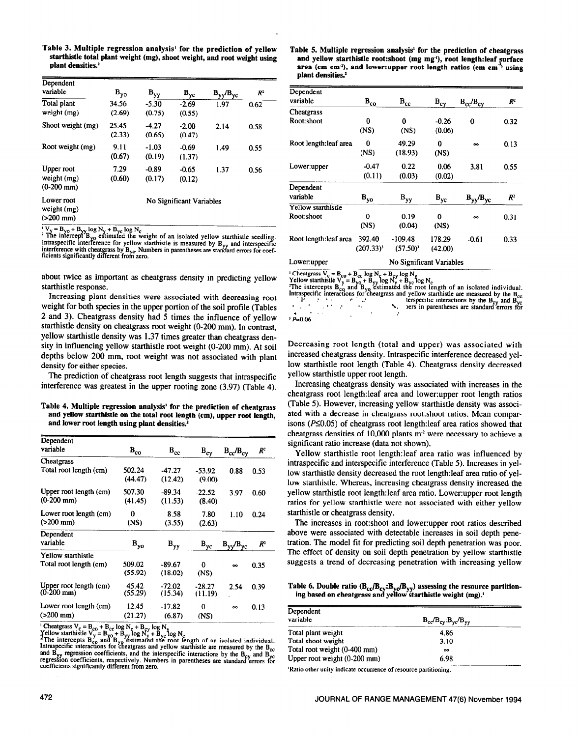**Table 3. Multiple regression analysis[1] for the prediction of yellow starthistle total plant weight (mg), shoot weight, and root weight using plant densities.[2]**

| Dependent variable | $B_{yo}$ | $B_{yy}$ | $B_{yc}$ | $B_{yy}/B_{yc}$ | $R^2$ |
|---|---|---|---|---|---|
| Total plant weight (mg) | 34.56 (2.69) | -5.30 (0.75) | -2.69 (0.55) | 1.97 | 0.62 |
| Shoot weight (mg) | 25.45 (2.33) | -4.27 (0.65) | -2.00 (0.47) | 2.14 | 0.58 |
| Root weight (mg) | 9.11 (0.67) | -1.03 (0.19) | -0.69 (1.37) | 1.49 | 0.55 |
| Upper root weight (mg) (0-200 mm) | 7.29 (0.60) | -0.89 (0.17) | -0.65 (0.12) | 1.37 | 0.56 |
| Lower root weight (mg) (>200 mm) | No Significant Variables | | | | |

[1] $V_y = B_{yo} + B_{yy} \log N_y + B_{yc} \log N_c$
[2] The intercept $B_{yo}$ estimated the weight of an isolated yellow starthistle seedling. Intraspecific interference for yellow starthistle is measured by $B_{yy}$ and interspecific interference with cheatgrass by $B_{yc}$. Numbers in parentheses are standard errors for coefficients significantly different from zero.

about twice as important as cheatgrass density in predicting yellow starthistle response.

Increasing plant densities were associated with decreasing root weight for both species in the upper portion of the soil profile (Tables 2 and 3). Cheatgrass density had 5 times the influence of yellow starthistle density on cheatgrass root weight (0-200 mm). In contrast, yellow starthistle density was 1.37 times greater than cheatgrass density in influencing yellow starthistle root weight (0-200 mm). At soil depths below 200 mm, root weight was not associated with plant density for either species.

The prediction of cheatgrass root length suggests that intraspecific interference was greatest in the upper rooting zone (3.97) (Table 4).

**Table 4. Multiple regression analysis[1] for the prediction of cheatgrass and yellow starthistle on the total root length (cm), upper root length, and lower root length using plant densities.[2]**

| Dependent variable | $B_{co}$ | $B_{cc}$ | $B_{cy}$ | $B_{cc}/B_{cy}$ | $R^2$ |
|---|---|---|---|---|---|
| Cheatgrass | | | | | |
| Total root length (cm) | 502.24 (44.47) | -47.27 (12.42) | -53.92 (9.00) | 0.88 | 0.53 |
| Upper root length (cm) (0-200 mm) | 507.30 (41.45) | -89.34 (11.53) | -22.52 (8.40) | 3.97 | 0.60 |
| Lower root length (cm) (>200 mm) | 0 (NS) | 8.58 (3.55) | 7.80 (2.63) | 1.10 | 0.24 |
| **Dependent variable** | $B_{yo}$ | $B_{yy}$ | $B_{yc}$ | $B_{yy}/B_{yc}$ | $R^2$ |
| Yellow starthistle | | | | | |
| Total root length (cm) | 509.02 (55.92) | -89.67 (18.02) | 0 (NS) | ∞ | 0.35 |
| Upper root length (cm) (0-200 mm) | 45.42 (55.29) | -72.02 (15.34) | -28.27 (11.19) | 2.54 | 0.39 |
| Lower root length (cm) (>200 mm) | 12.45 (21.27) | -17.82 (6.87) | 0 (NS) | ∞ | 0.13 |

[1] Cheatgrass $V_c = B_{co} + B_{cc} \log N_c + B_{cy} \log N_y$
Yellow starthistle $V_y = B_{yo} + B_{yy} \log N_y + B_{yc} \log N_c$
[2] The intercepts $B_{co}$ and $B_{yo}$ estimated the root length of an isolated individual. Intraspecific interactions for cheatgrass and yellow starthistle are measured by the $B_{cc}$ and $B_{yy}$ regression coefficients, and the interspecific interactions by the $B_{cy}$ and $B_{yc}$ regression coefficients, respectively. Numbers in parentheses are standard errors for coefficients significantly different from zero.

**Table 5. Multiple regression analysis[1] for the prediction of cheatgrass and yellow starthistle root:shoot (mg mg$^{-1}$), root length:leaf surface area (cm cm$^{-2}$), and lower:upper root length ratios (cm cm$^{-1}$) using plant densities.[2]**

| Dependent variable | $B_{co}$ | $B_{cc}$ | $B_{cy}$ | $B_{cc}/B_{cy}$ | $R^2$ |
|---|---|---|---|---|---|
| Cheatgrass | | | | | |
| Root:shoot | 0 (NS) | 0 (NS) | -0.26 (0.06) | 0 | 0.32 |
| Root length:leaf area | 0 (NS) | 49.29 (18.93) | 0 (NS) | ∞ | 0.13 |
| Lower:upper | -0.47 (0.11) | 0.22 (0.03) | 0.06 (0.02) | 3.81 | 0.55 |
| **Dependent variable** | $B_{yo}$ | $B_{yy}$ | $B_{yc}$ | $B_{yy}/B_{yc}$ | $R^2$ |
| Yellow starthistle | | | | | |
| Root:shoot | 0 (NS) | 0.19 (0.04) | 0 (NS) | ∞ | 0.31 |
| Root length:leaf area | 392.40 (207.33)[3] | -109.48 (57.50)[3] | 178.29 (42.00) | -0.61 | 0.33 |
| Lower:upper | No Significant Variables | | | | |

[1] Cheatgrass $V_c = B_{co} + B_{cc} \log N_c + B_{cy} \log N_y$
Yellow starthistle $V_y = B_{yo} + B_{yy} \log N_y + B_{yc} \log N_c$
[2] The intercepts $B_{co}$ and $B_{yo}$ estimated the root length of an isolated individual. Intraspecific interactions for cheatgrass and yellow starthistle are measured by the $B_{cc}$ ... terspecific interactions by the $B_{cy}$ and $B_{yc}$ ... ers in parentheses are standard errors for ...
[3] $P$=0.06

Decreasing root length (total and upper) was associated with increased cheatgrass density. Intraspecific interference decreased yellow starthistle root length (Table 4). Cheatgrass density decreased yellow starthistle upper root length.

Increasing cheatgrass density was associated with increases in the cheatgrass root length:leaf area and lower:upper root length ratios (Table 5). However, increasing yellow starthistle density was associated with a decrease in cheatgrass root:shoot ratios. Mean comparisons ($P \le 0.05$) of cheatgrass root length:leaf area ratios showed that cheatgrass densities of 10,000 plants m$^{-2}$ were necessary to achieve a significant ratio increase (data not shown).

Yellow starthistle root length:leaf area ratio was influenced by intraspecific and interspecific interference (Table 5). Increases in yellow starthistle density decreased the root length:leaf area ratio of yellow starthistle. Whereas, increasing cheatgrass density increased the yellow starthistle root length:leaf area ratio. Lower:upper root length ratios for yellow starthistle were not associated with either yellow starthistle or cheatgrass density.

The increases in root:shoot and lower:upper root ratios described above were associated with detectable increases in soil depth penetration. The model fit for predicting soil depth penetration was poor. The effect of density on soil depth penetration by yellow starthistle suggests a trend of decreasing penetration with increasing yellow

**Table 6. Double ratio ($B_{cc}/B_{cy}$:$B_{yc}/B_{yy}$) assessing the resource partitioning based on cheatgrass and yellow starthistle weight (mg).[1]**

| Dependent variable | $B_{cc}/B_{cy}$:$B_{yc}/B_{yy}$ |
|---|---|
| Total plant weight | 4.86 |
| Total shoot weight | 3.10 |
| Total root weight (0-400 mm) | ∞ |
| Upper root weight (0-200 mm) | 6.98 |

[1] Ratio other unity indicate occurrence of resource partitioning.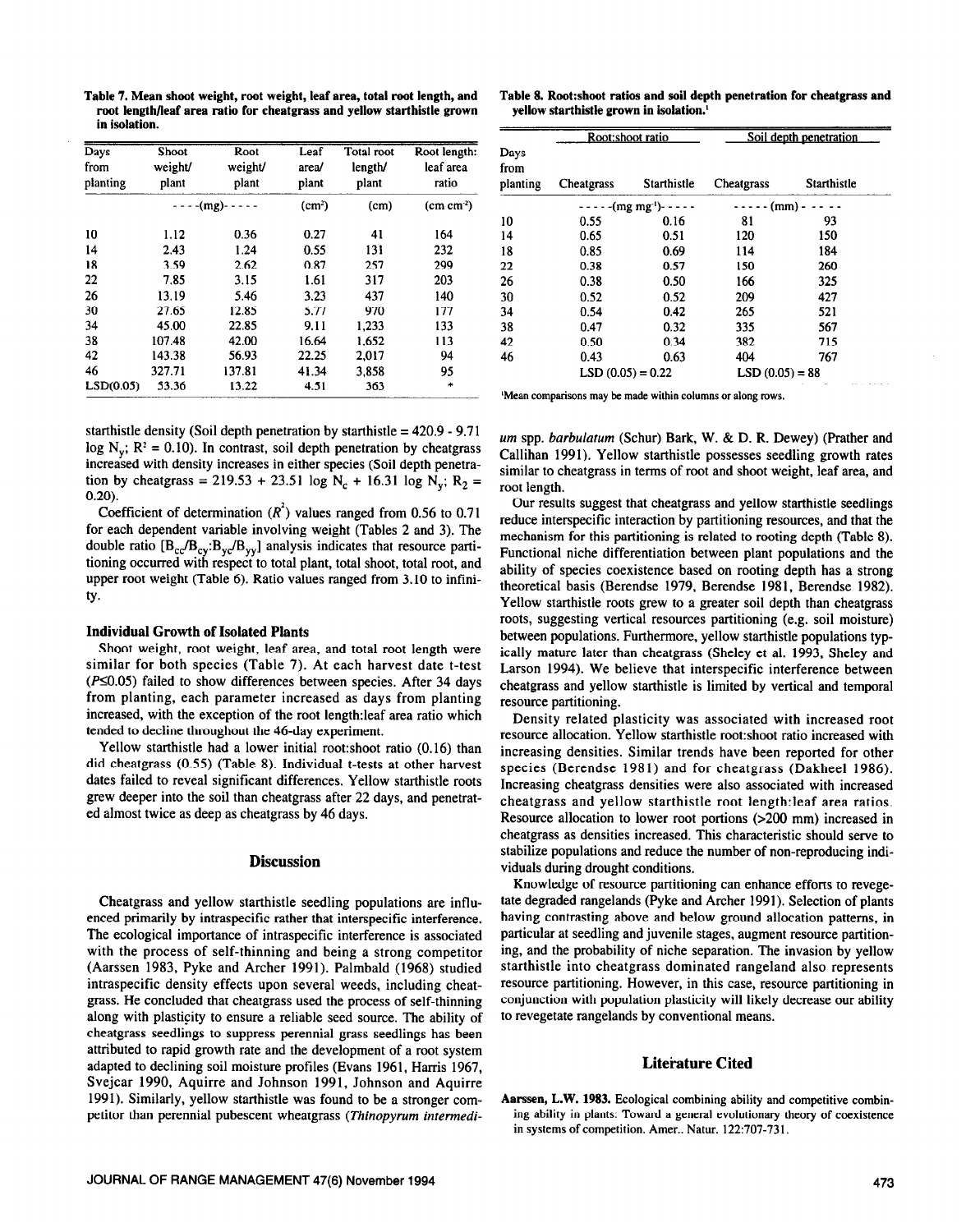**Table 7. Mean shoot weight, root weight, leaf area, total root length, and root length/leaf area ratio for cheatgrass and yellow starthistle grown in isolation.**

| Days from planting | Shoot weight/ plant | Root weight/ plant | Leaf area/ plant | Total root length/ plant | Root length: leaf area ratio |
|---|---|---|---|---|---|
| | - - - -(mg)- - - - - | | ($cm^2$) | (cm) | (cm $cm^{-2}$) |
| 10 | 1.12 | 0.36 | 0.27 | 41 | 164 |
| 14 | 2.43 | 1.24 | 0.55 | 131 | 232 |
| 18 | 3.59 | 2.62 | 0.87 | 257 | 299 |
| 22 | 7.85 | 3.15 | 1.61 | 317 | 203 |
| 26 | 13.19 | 5.46 | 3.23 | 437 | 140 |
| 30 | 27.65 | 12.85 | 5.77 | 970 | 177 |
| 34 | 45.00 | 22.85 | 9.11 | 1,233 | 133 |
| 38 | 107.48 | 42.00 | 16.64 | 1,652 | 113 |
| 42 | 143.38 | 56.93 | 22.25 | 2,017 | 94 |
| 46 | 327.71 | 137.81 | 41.34 | 3,858 | 95 |
| LSD(0.05) | 53.36 | 13.22 | 4.51 | 363 | * |

**Table 8. Root:shoot ratios and soil depth penetration for cheatgrass and yellow starthistle grown in isolation.**[1]

| Days from planting | Root:shoot ratio | | Soil depth penetration | |
|---|---|---|---|---|
| | Cheatgrass | Starthistle | Cheatgrass | Starthistle |
| | - - - - -(mg $mg^{-1}$)- - - - - | | - - - - -(mm)- - - - - | |
| 10 | 0.55 | 0.16 | 81 | 93 |
| 14 | 0.65 | 0.51 | 120 | 150 |
| 18 | 0.85 | 0.69 | 114 | 184 |
| 22 | 0.38 | 0.57 | 150 | 260 |
| 26 | 0.38 | 0.50 | 166 | 325 |
| 30 | 0.52 | 0.52 | 209 | 427 |
| 34 | 0.54 | 0.42 | 265 | 521 |
| 38 | 0.47 | 0.32 | 335 | 567 |
| 42 | 0.50 | 0.34 | 382 | 715 |
| 46 | 0.43 | 0.63 | 404 | 767 |
| | LSD (0.05) = 0.22 | | LSD (0.05) = 88 | |

[1]Mean comparisons may be made within columns or along rows.

starthistle density (Soil depth penetration by starthistle = 420.9 - 9.71 log $N_y$; $R^2$ = 0.10). In contrast, soil depth penetration by cheatgrass increased with density increases in either species (Soil depth penetration by cheatgrass = 219.53 + 23.51 log $N_c$ + 16.31 log $N_y$; $R_2$ = 0.20).

Coefficient of determination ($R^2$) values ranged from 0.56 to 0.71 for each dependent variable involving weight (Tables 2 and 3). The double ratio [$B_{cc}/B_{cy}$:$B_{yc}/B_{yy}$] analysis indicates that resource partitioning occurred with respect to total plant, total shoot, total root, and upper root weight (Table 6). Ratio values ranged from 3.10 to infinity.

### Individual Growth of Isolated Plants

Shoot weight, root weight, leaf area, and total root length were similar for both species (Table 7). At each harvest date t-test ($P \leq 0.05$) failed to show differences between species. After 34 days from planting, each parameter increased as days from planting increased, with the exception of the root length:leaf area ratio which tended to decline throughout the 46-day experiment.

Yellow starthistle had a lower initial root:shoot ratio (0.16) than did cheatgrass (0.55) (Table 8). Individual t-tests at other harvest dates failed to reveal significant differences. Yellow starthistle roots grew deeper into the soil than cheatgrass after 22 days, and penetrated almost twice as deep as cheatgrass by 46 days.

## Discussion

Cheatgrass and yellow starthistle seedling populations are influenced primarily by intraspecific rather that interspecific interference. The ecological importance of intraspecific interference is associated with the process of self-thinning and being a strong competitor (Aarssen 1983, Pyke and Archer 1991). Palmbald (1968) studied intraspecific density effects upon several weeds, including cheatgrass. He concluded that cheatgrass used the process of self-thinning along with plasticity to ensure a reliable seed source. The ability of cheatgrass seedlings to suppress perennial grass seedlings has been attributed to rapid growth rate and the development of a root system adapted to declining soil moisture profiles (Evans 1961, Harris 1967, Svejcar 1990, Aquirre and Johnson 1991, Johnson and Aquirre 1991). Similarly, yellow starthistle was found to be a stronger competitor than perennial pubescent wheatgrass (*Thinopyrum intermedium* spp. *barbulatum* (Schur) Bark, W. & D. R. Dewey) (Prather and Callihan 1991). Yellow starthistle possesses seedling growth rates similar to cheatgrass in terms of root and shoot weight, leaf area, and root length.

Our results suggest that cheatgrass and yellow starthistle seedlings reduce interspecific interaction by partitioning resources, and that the mechanism for this partitioning is related to rooting depth (Table 8). Functional niche differentiation between plant populations and the ability of species coexistence based on rooting depth has a strong theoretical basis (Berendse 1979, Berendse 1981, Berendse 1982). Yellow starthistle roots grew to a greater soil depth than cheatgrass roots, suggesting vertical resources partitioning (e.g. soil moisture) between populations. Furthermore, yellow starthistle populations typically mature later than cheatgrass (Sheley et al. 1993, Sheley and Larson 1994). We believe that interspecific interference between cheatgrass and yellow starthistle is limited by vertical and temporal resource partitioning.

Density related plasticity was associated with increased root resource allocation. Yellow starthistle root:shoot ratio increased with increasing densities. Similar trends have been reported for other species (Berendse 1981) and for cheatgrass (Dakheel 1986). Increasing cheatgrass densities were also associated with increased cheatgrass and yellow starthistle root length:leaf area ratios. Resource allocation to lower root portions (>200 mm) increased in cheatgrass as densities increased. This characteristic should serve to stabilize populations and reduce the number of non-reproducing individuals during drought conditions.

Knowledge of resource partitioning can enhance efforts to revegetate degraded rangelands (Pyke and Archer 1991). Selection of plants having contrasting above and below ground allocation patterns, in particular at seedling and juvenile stages, augment resource partitioning, and the probability of niche separation. The invasion by yellow starthistle into cheatgrass dominated rangeland also represents resource partitioning. However, in this case, resource partitioning in conjunction with population plasticity will likely decrease our ability to revegetate rangelands by conventional means.

## Literature Cited

**Aarssen, L.W. 1983.** Ecological combining ability and competitive combining ability in plants: Toward a general evolutionary theory of coexistence in systems of competition. Amer.. Natur. 122:707-731.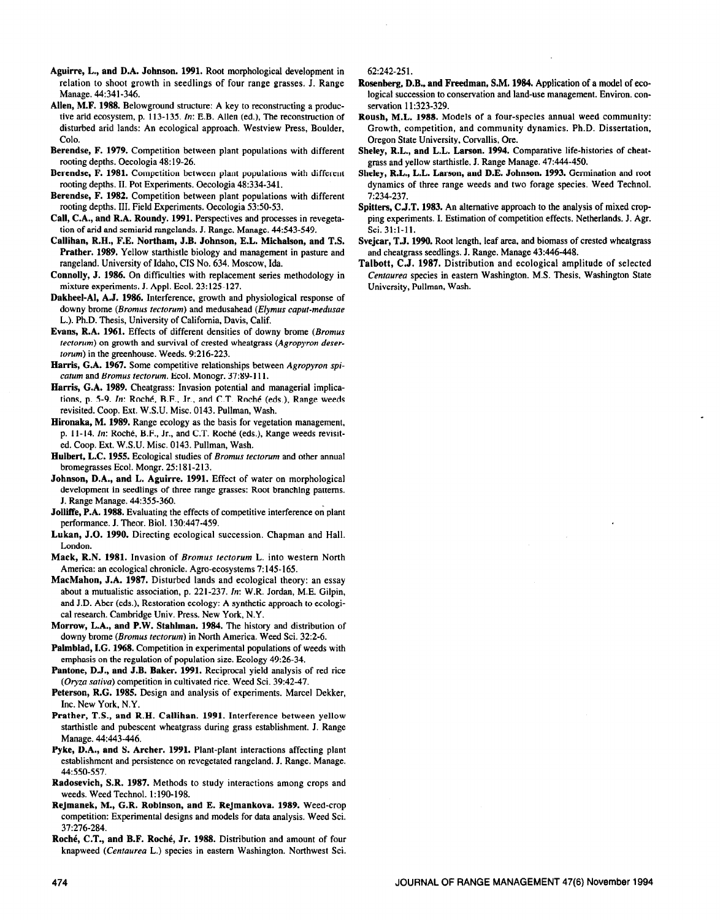**Aguirre, L., and D.A. Johnson. 1991.** Root morphological development in relation to shoot growth in seedlings of four range grasses. J. Range Manage. 44:341-346.

**Allen, M.F. 1988.** Belowground structure: A key to reconstructing a productive arid ecosystem, p. 113-135. *In*: E.B. Allen (ed.), The reconstruction of disturbed arid lands: An ecological approach. Westview Press, Boulder, Colo.

**Berendse, F. 1979.** Competition between plant populations with different rooting depths. Oecologia 48:19-26.

**Berendse, F. 1981.** Competition between plant populations with different rooting depths. II. Pot Experiments. Oecologia 48:334-341.

**Berendse, F. 1982.** Competition between plant populations with different rooting depths. III. Field Experiments. Oecologia 53:50-53.

**Call, C.A., and R.A. Roundy. 1991.** Perspectives and processes in revegetation of arid and semiarid rangelands. J. Range. Manage. 44:543-549.

**Callihan, R.H., F.E. Northam, J.B. Johnson, E.L. Michalson, and T.S. Prather. 1989.** Yellow starthistle biology and management in pasture and rangeland. University of Idaho, CIS No. 634. Moscow, Ida.

**Connolly, J. 1986.** On difficulties with replacement series methodology in mixture experiments. J. Appl. Ecol. 23:125-127.

**Dakheel-Al, A.J. 1986.** Interference, growth and physiological response of downy brome (*Bromus tectorum*) and medusahead (*Elymus caput-medusae* L.). Ph.D. Thesis, University of California, Davis, Calif.

**Evans, R.A. 1961.** Effects of different densities of downy brome (*Bromus tectorum*) on growth and survival of crested wheatgrass (*Agropyron desertorum*) in the greenhouse. Weeds. 9:216-223.

**Harris, G.A. 1967.** Some competitive relationships between *Agropyron spicatum* and *Bromus tectorum*. Ecol. Monogr. 37:89-111.

**Harris, G.A. 1989.** Cheatgrass: Invasion potential and managerial implications, p. 5-9. *In*: Roché, B.F., Jr., and C.T. Roché (eds.), Range weeds revisited. Coop. Ext. W.S.U. Misc. 0143. Pullman, Wash.

**Hironaka, M. 1989.** Range ecology as the basis for vegetation management, p. 11-14. *In*: Roché, B.F., Jr., and C.T. Roché (eds.), Range weeds revisited. Coop. Ext. W.S.U. Misc. 0143. Pullman, Wash.

**Hulbert, L.C. 1955.** Ecological studies of *Bromus tectorum* and other annual bromegrasses Ecol. Mongr. 25:181-213.

**Johnson, D.A., and L. Aguirre. 1991.** Effect of water on morphological development in seedlings of three range grasses: Root branching patterns. J. Range Manage. 44:355-360.

**Jolliffe, P.A. 1988.** Evaluating the effects of competitive interference on plant performance. J. Theor. Biol. 130:447-459.

**Lukan, J.O. 1990.** Directing ecological succession. Chapman and Hall. London.

**Mack, R.N. 1981.** Invasion of *Bromus tectorum* L. into western North America: an ecological chronicle. Agro-ecosystems 7:145-165.

**MacMahon, J.A. 1987.** Disturbed lands and ecological theory: an essay about a mutualistic association, p. 221-237. *In*: W.R. Jordan, M.E. Gilpin, and J.D. Aber (eds.), Restoration ecology: A synthetic approach to ecological research. Cambridge Univ. Press. New York, N.Y.

**Morrow, L.A., and P.W. Stahlman. 1984.** The history and distribution of downy brome (*Bromus tectorum*) in North America. Weed Sci. 32:2-6.

**Palmblad, I.G. 1968.** Competition in experimental populations of weeds with emphasis on the regulation of population size. Ecology 49:26-34.

**Pantone, D.J., and J.B. Baker. 1991.** Reciprocal yield analysis of red rice (*Oryza sativa*) competition in cultivated rice. Weed Sci. 39:42-47.

**Peterson, R.G. 1985.** Design and analysis of experiments. Marcel Dekker, Inc. New York, N.Y.

**Prather, T.S., and R.H. Callihan. 1991.** Interference between yellow starthistle and pubescent wheatgrass during grass establishment. J. Range Manage. 44:443-446.

**Pyke, D.A., and S. Archer. 1991.** Plant-plant interactions affecting plant establishment and persistence on revegetated rangeland. J. Range. Manage. 44:550-557.

**Radosevich, S.R. 1987.** Methods to study interactions among crops and weeds. Weed Technol. 1:190-198.

**Rejmanek, M., G.R. Robinson, and E. Rejmankova. 1989.** Weed-crop competition: Experimental designs and models for data analysis. Weed Sci. 37:276-284.

**Roché, C.T., and B.F. Roché, Jr. 1988.** Distribution and amount of four knapweed (*Centaurea* L.) species in eastern Washington. Northwest Sci. 62:242-251.

**Rosenberg, D.B., and Freedman, S.M. 1984.** Application of a model of ecological succession to conservation and land-use management. Environ. conservation 11:323-329.

**Roush, M.L. 1988.** Models of a four-species annual weed community: Growth, competition, and community dynamics. Ph.D. Dissertation, Oregon State University, Corvallis, Ore.

**Sheley, R.L., and L.L. Larson. 1994.** Comparative life-histories of cheatgrass and yellow starthistle. J. Range Manage. 47:444-450.

**Sheley, R.L., L.L. Larson, and D.E. Johnson. 1993.** Germination and root dynamics of three range weeds and two forage species. Weed Technol. 7:234-237.

**Spitters, C.J.T. 1983.** An alternative approach to the analysis of mixed cropping experiments. I. Estimation of competition effects. Netherlands. J. Agr. Sci. 31:1-11.

**Svejcar, T.J. 1990.** Root length, leaf area, and biomass of crested wheatgrass and cheatgrass seedlings. J. Range. Manage 43:446-448.

**Talbott, C.J. 1987.** Distribution and ecological amplitude of selected *Centaurea* species in eastern Washington. M.S. Thesis, Washington State University, Pullman, Wash.